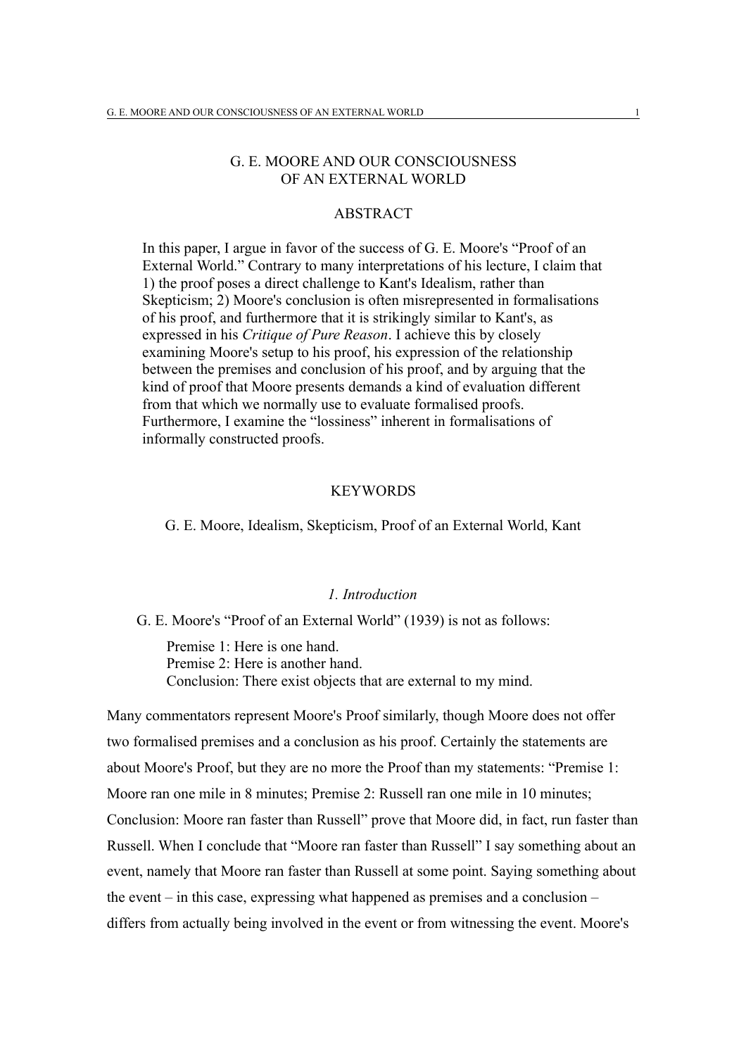# G. E. MOORE AND OUR CONSCIOUSNESS OF AN EXTERNAL WORLD

## ABSTRACT

In this paper, I argue in favor of the success of G. E. Moore's "Proof of an External World." Contrary to many interpretations of his lecture, I claim that 1) the proof poses a direct challenge to Kant's Idealism, rather than Skepticism; 2) Moore's conclusion is often misrepresented in formalisations of his proof, and furthermore that it is strikingly similar to Kant's, as expressed in his *Critique of Pure Reason*. I achieve this by closely examining Moore's setup to his proof, his expression of the relationship between the premises and conclusion of his proof, and by arguing that the kind of proof that Moore presents demands a kind of evaluation different from that which we normally use to evaluate formalised proofs. Furthermore, I examine the "lossiness" inherent in formalisations of informally constructed proofs.

## KEYWORDS

G. E. Moore, Idealism, Skepticism, Proof of an External World, Kant

## *1. Introduction*

G. E. Moore's "Proof of an External World" (1939) is not as follows:

> Premise 1: Here is one hand.
> Premise 2: Here is another hand.
> Conclusion: There exist objects that are external to my mind.

Many commentators represent Moore's Proof similarly, though Moore does not offer two formalised premises and a conclusion as his proof. Certainly the statements are about Moore's Proof, but they are no more the Proof than my statements: "Premise 1: Moore ran one mile in 8 minutes; Premise 2: Russell ran one mile in 10 minutes; Conclusion: Moore ran faster than Russell" prove that Moore did, in fact, run faster than Russell. When I conclude that "Moore ran faster than Russell" I say something about an event, namely that Moore ran faster than Russell at some point. Saying something about the event – in this case, expressing what happened as premises and a conclusion – differs from actually being involved in the event or from witnessing the event. Moore's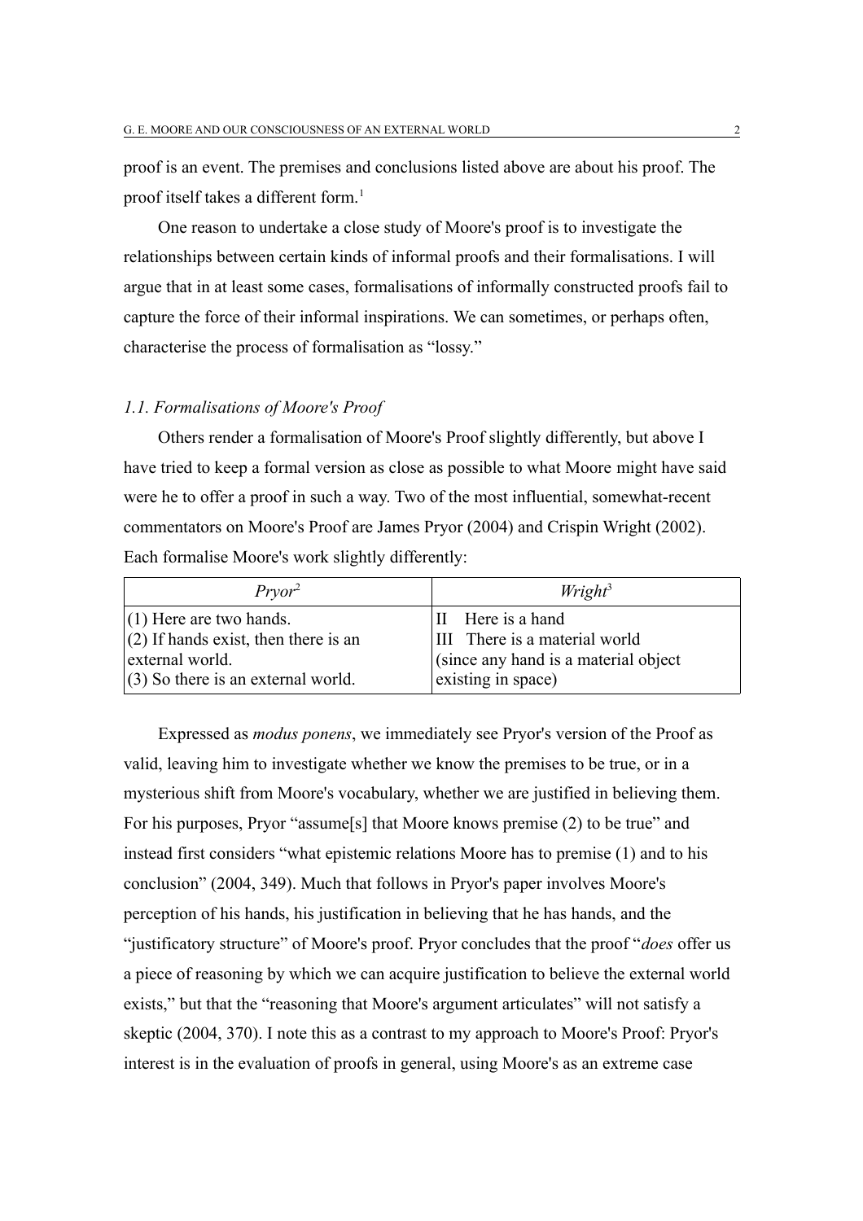proof is an event. The premises and conclusions listed above are about his proof. The proof itself takes a different form.[1]

One reason to undertake a close study of Moore's proof is to investigate the relationships between certain kinds of informal proofs and their formalisations. I will argue that in at least some cases, formalisations of informally constructed proofs fail to capture the force of their informal inspirations. We can sometimes, or perhaps often, characterise the process of formalisation as "lossy."

### *1.1. Formalisations of Moore's Proof*

Others render a formalisation of Moore's Proof slightly differently, but above I have tried to keep a formal version as close as possible to what Moore might have said were he to offer a proof in such a way. Two of the most influential, somewhat-recent commentators on Moore's Proof are James Pryor (2004) and Crispin Wright (2002). Each formalise Moore's work slightly differently:

| *Pryor*[2] | *Wright*[3] |
|---|---|
| (1) Here are two hands.<br>(2) If hands exist, then there is an external world.<br>(3) So there is an external world. | II Here is a hand<br>III There is a material world (since any hand is a material object existing in space) |

Expressed as *modus ponens*, we immediately see Pryor's version of the Proof as valid, leaving him to investigate whether we know the premises to be true, or in a mysterious shift from Moore's vocabulary, whether we are justified in believing them. For his purposes, Pryor "assume[s] that Moore knows premise (2) to be true" and instead first considers "what epistemic relations Moore has to premise (1) and to his conclusion" (2004, 349). Much that follows in Pryor's paper involves Moore's perception of his hands, his justification in believing that he has hands, and the "justificatory structure" of Moore's proof. Pryor concludes that the proof "*does* offer us a piece of reasoning by which we can acquire justification to believe the external world exists," but that the "reasoning that Moore's argument articulates" will not satisfy a skeptic (2004, 370). I note this as a contrast to my approach to Moore's Proof: Pryor's interest is in the evaluation of proofs in general, using Moore's as an extreme case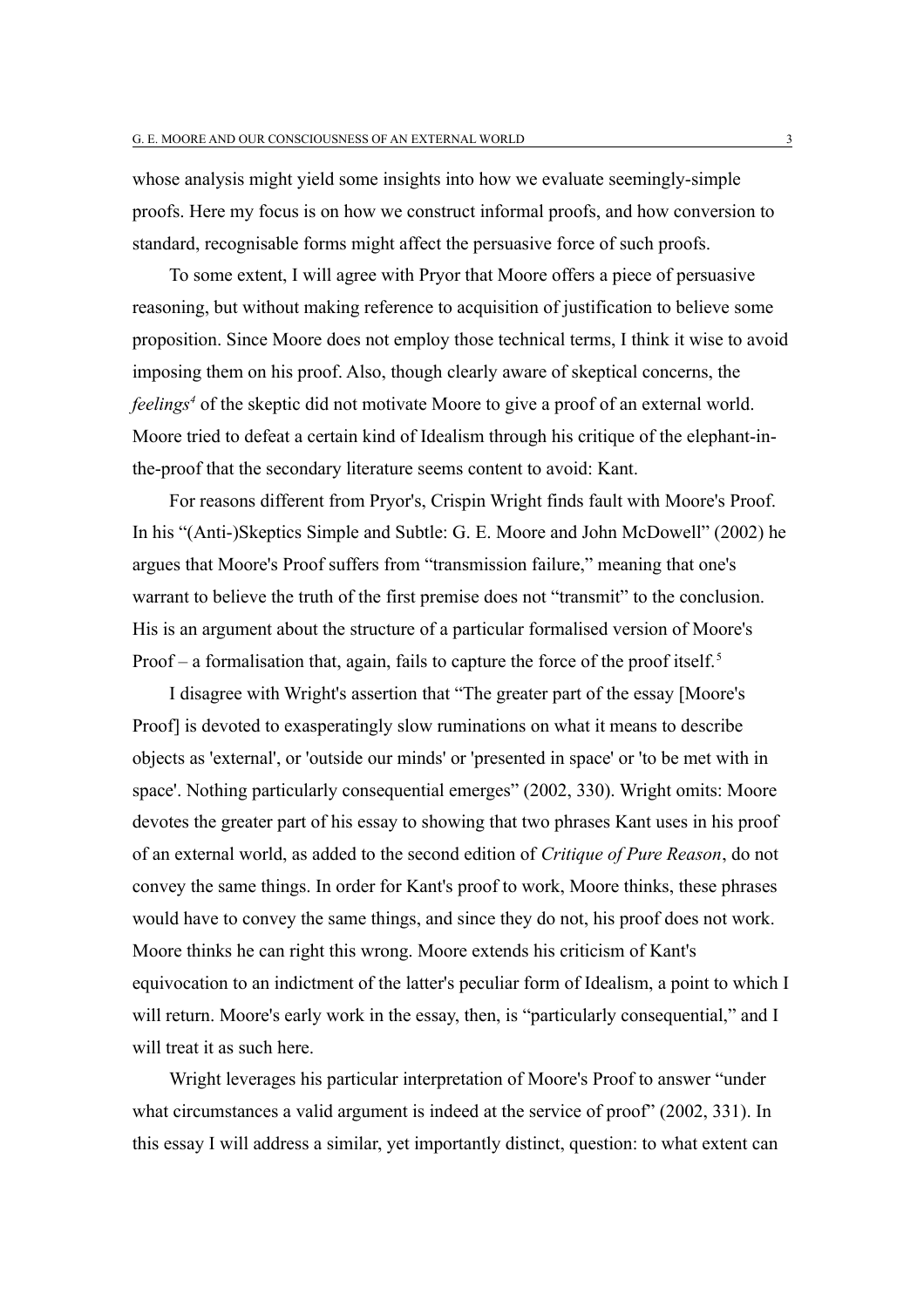whose analysis might yield some insights into how we evaluate seemingly-simple proofs. Here my focus is on how we construct informal proofs, and how conversion to standard, recognisable forms might affect the persuasive force of such proofs.

To some extent, I will agree with Pryor that Moore offers a piece of persuasive reasoning, but without making reference to acquisition of justification to believe some proposition. Since Moore does not employ those technical terms, I think it wise to avoid imposing them on his proof. Also, though clearly aware of skeptical concerns, the *feelings*[4] of the skeptic did not motivate Moore to give a proof of an external world. Moore tried to defeat a certain kind of Idealism through his critique of the elephant-in-the-proof that the secondary literature seems content to avoid: Kant.

For reasons different from Pryor's, Crispin Wright finds fault with Moore's Proof. In his "(Anti-)Skeptics Simple and Subtle: G. E. Moore and John McDowell" (2002) he argues that Moore's Proof suffers from "transmission failure," meaning that one's warrant to believe the truth of the first premise does not "transmit" to the conclusion. His is an argument about the structure of a particular formalised version of Moore's Proof – a formalisation that, again, fails to capture the force of the proof itself.[5]

I disagree with Wright's assertion that "The greater part of the essay [Moore's Proof] is devoted to exasperatingly slow ruminations on what it means to describe objects as 'external', or 'outside our minds' or 'presented in space' or 'to be met with in space'. Nothing particularly consequential emerges" (2002, 330). Wright omits: Moore devotes the greater part of his essay to showing that two phrases Kant uses in his proof of an external world, as added to the second edition of *Critique of Pure Reason*, do not convey the same things. In order for Kant's proof to work, Moore thinks, these phrases would have to convey the same things, and since they do not, his proof does not work. Moore thinks he can right this wrong. Moore extends his criticism of Kant's equivocation to an indictment of the latter's peculiar form of Idealism, a point to which I will return. Moore's early work in the essay, then, is "particularly consequential," and I will treat it as such here.

Wright leverages his particular interpretation of Moore's Proof to answer "under what circumstances a valid argument is indeed at the service of proof" (2002, 331). In this essay I will address a similar, yet importantly distinct, question: to what extent can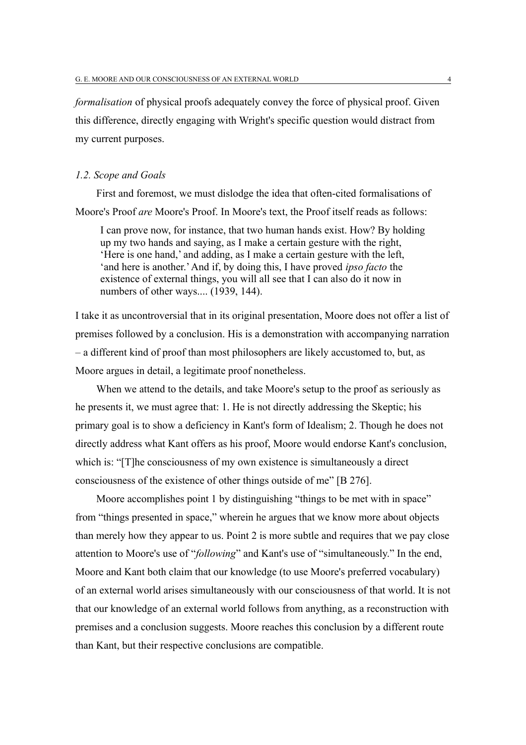*formalisation* of physical proofs adequately convey the force of physical proof. Given this difference, directly engaging with Wright's specific question would distract from my current purposes.

### *1.2. Scope and Goals*

First and foremost, we must dislodge the idea that often-cited formalisations of Moore's Proof *are* Moore's Proof. In Moore's text, the Proof itself reads as follows:

> I can prove now, for instance, that two human hands exist. How? By holding up my two hands and saying, as I make a certain gesture with the right, 'Here is one hand,' and adding, as I make a certain gesture with the left, 'and here is another.' And if, by doing this, I have proved *ipso facto* the existence of external things, you will all see that I can also do it now in numbers of other ways.... (1939, 144).

I take it as uncontroversial that in its original presentation, Moore does not offer a list of premises followed by a conclusion. His is a demonstration with accompanying narration – a different kind of proof than most philosophers are likely accustomed to, but, as Moore argues in detail, a legitimate proof nonetheless.

When we attend to the details, and take Moore's setup to the proof as seriously as he presents it, we must agree that: 1. He is not directly addressing the Skeptic; his primary goal is to show a deficiency in Kant's form of Idealism; 2. Though he does not directly address what Kant offers as his proof, Moore would endorse Kant's conclusion, which is: "[T]he consciousness of my own existence is simultaneously a direct consciousness of the existence of other things outside of me" [B 276].

Moore accomplishes point 1 by distinguishing "things to be met with in space" from "things presented in space," wherein he argues that we know more about objects than merely how they appear to us. Point 2 is more subtle and requires that we pay close attention to Moore's use of "*following*" and Kant's use of "simultaneously." In the end, Moore and Kant both claim that our knowledge (to use Moore's preferred vocabulary) of an external world arises simultaneously with our consciousness of that world. It is not that our knowledge of an external world follows from anything, as a reconstruction with premises and a conclusion suggests. Moore reaches this conclusion by a different route than Kant, but their respective conclusions are compatible.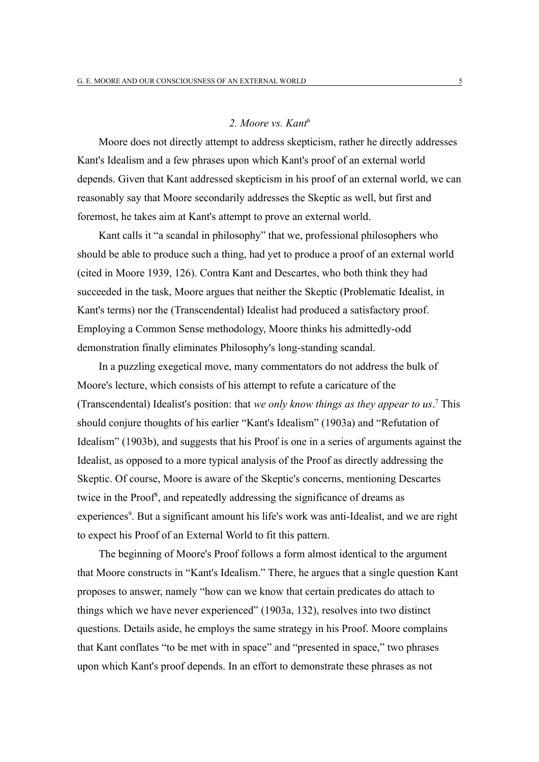## *2. Moore vs. Kant*[6]

Moore does not directly attempt to address skepticism, rather he directly addresses Kant's Idealism and a few phrases upon which Kant's proof of an external world depends. Given that Kant addressed skepticism in his proof of an external world, we can reasonably say that Moore secondarily addresses the Skeptic as well, but first and foremost, he takes aim at Kant's attempt to prove an external world.

Kant calls it "a scandal in philosophy" that we, professional philosophers who should be able to produce such a thing, had yet to produce a proof of an external world (cited in Moore 1939, 126). Contra Kant and Descartes, who both think they had succeeded in the task, Moore argues that neither the Skeptic (Problematic Idealist, in Kant's terms) nor the (Transcendental) Idealist had produced a satisfactory proof. Employing a Common Sense methodology, Moore thinks his admittedly-odd demonstration finally eliminates Philosophy's long-standing scandal.

In a puzzling exegetical move, many commentators do not address the bulk of Moore's lecture, which consists of his attempt to refute a caricature of the (Transcendental) Idealist's position: that *we only know things as they appear to us*.[7] This should conjure thoughts of his earlier "Kant's Idealism" (1903a) and "Refutation of Idealism" (1903b), and suggests that his Proof is one in a series of arguments against the Idealist, as opposed to a more typical analysis of the Proof as directly addressing the Skeptic. Of course, Moore is aware of the Skeptic's concerns, mentioning Descartes twice in the Proof[8], and repeatedly addressing the significance of dreams as experiences[9]. But a significant amount his life's work was anti-Idealist, and we are right to expect his Proof of an External World to fit this pattern.

The beginning of Moore's Proof follows a form almost identical to the argument that Moore constructs in "Kant's Idealism." There, he argues that a single question Kant proposes to answer, namely "how can we know that certain predicates do attach to things which we have never experienced" (1903a, 132), resolves into two distinct questions. Details aside, he employs the same strategy in his Proof. Moore complains that Kant conflates "to be met with in space" and "presented in space," two phrases upon which Kant's proof depends. In an effort to demonstrate these phrases as not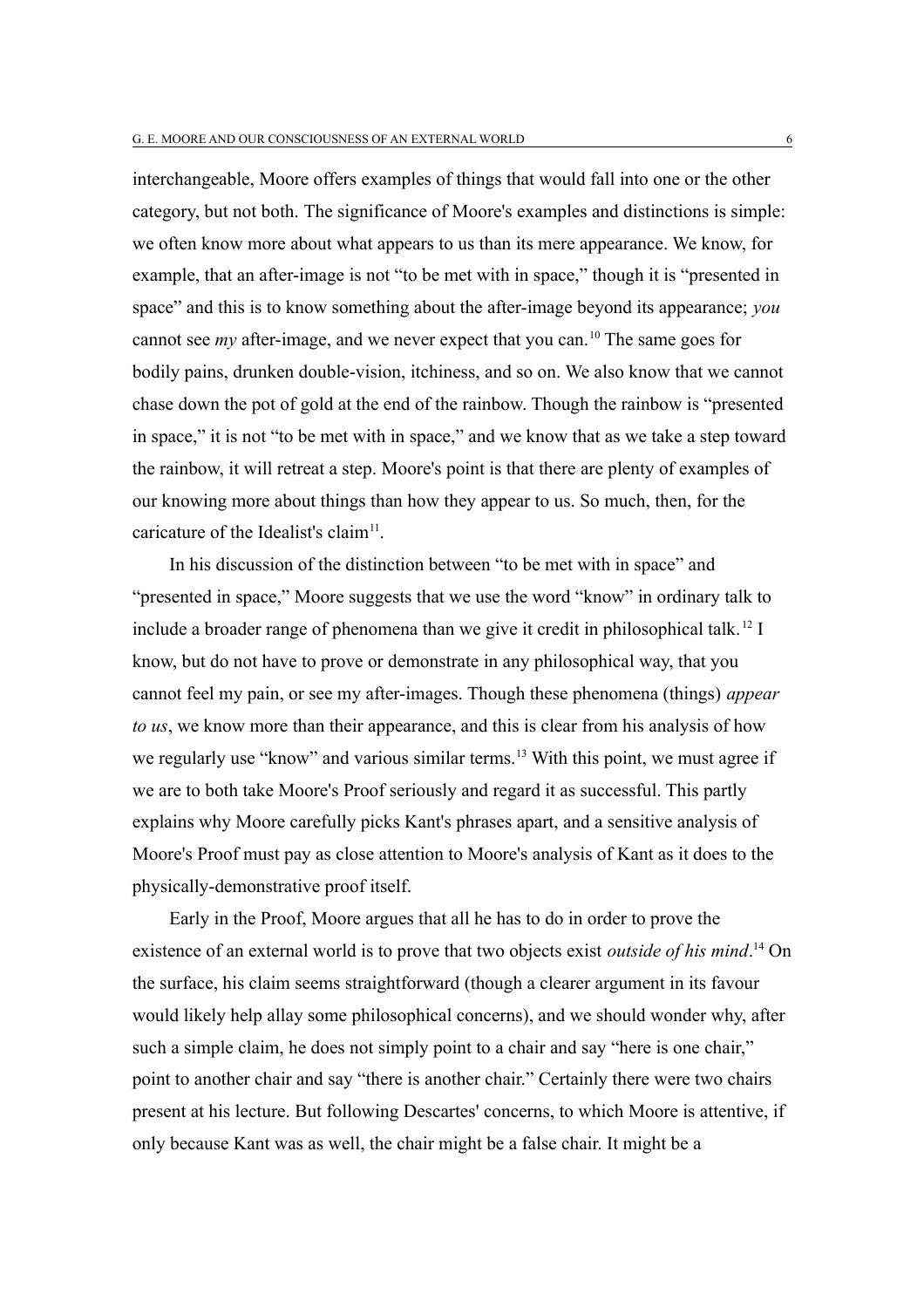interchangeable, Moore offers examples of things that would fall into one or the other category, but not both. The significance of Moore's examples and distinctions is simple: we often know more about what appears to us than its mere appearance. We know, for example, that an after-image is not "to be met with in space," though it is "presented in space" and this is to know something about the after-image beyond its appearance; *you* cannot see *my* after-image, and we never expect that you can.[10] The same goes for bodily pains, drunken double-vision, itchiness, and so on. We also know that we cannot chase down the pot of gold at the end of the rainbow. Though the rainbow is "presented in space," it is not "to be met with in space," and we know that as we take a step toward the rainbow, it will retreat a step. Moore's point is that there are plenty of examples of our knowing more about things than how they appear to us. So much, then, for the caricature of the Idealist's claim[11].

In his discussion of the distinction between "to be met with in space" and "presented in space," Moore suggests that we use the word "know" in ordinary talk to include a broader range of phenomena than we give it credit in philosophical talk.[12] I know, but do not have to prove or demonstrate in any philosophical way, that you cannot feel my pain, or see my after-images. Though these phenomena (things) *appear to us*, we know more than their appearance, and this is clear from his analysis of how we regularly use "know" and various similar terms.[13] With this point, we must agree if we are to both take Moore's Proof seriously and regard it as successful. This partly explains why Moore carefully picks Kant's phrases apart, and a sensitive analysis of Moore's Proof must pay as close attention to Moore's analysis of Kant as it does to the physically-demonstrative proof itself.

Early in the Proof, Moore argues that all he has to do in order to prove the existence of an external world is to prove that two objects exist *outside of his mind*.[14] On the surface, his claim seems straightforward (though a clearer argument in its favour would likely help allay some philosophical concerns), and we should wonder why, after such a simple claim, he does not simply point to a chair and say "here is one chair," point to another chair and say "there is another chair." Certainly there were two chairs present at his lecture. But following Descartes' concerns, to which Moore is attentive, if only because Kant was as well, the chair might be a false chair. It might be a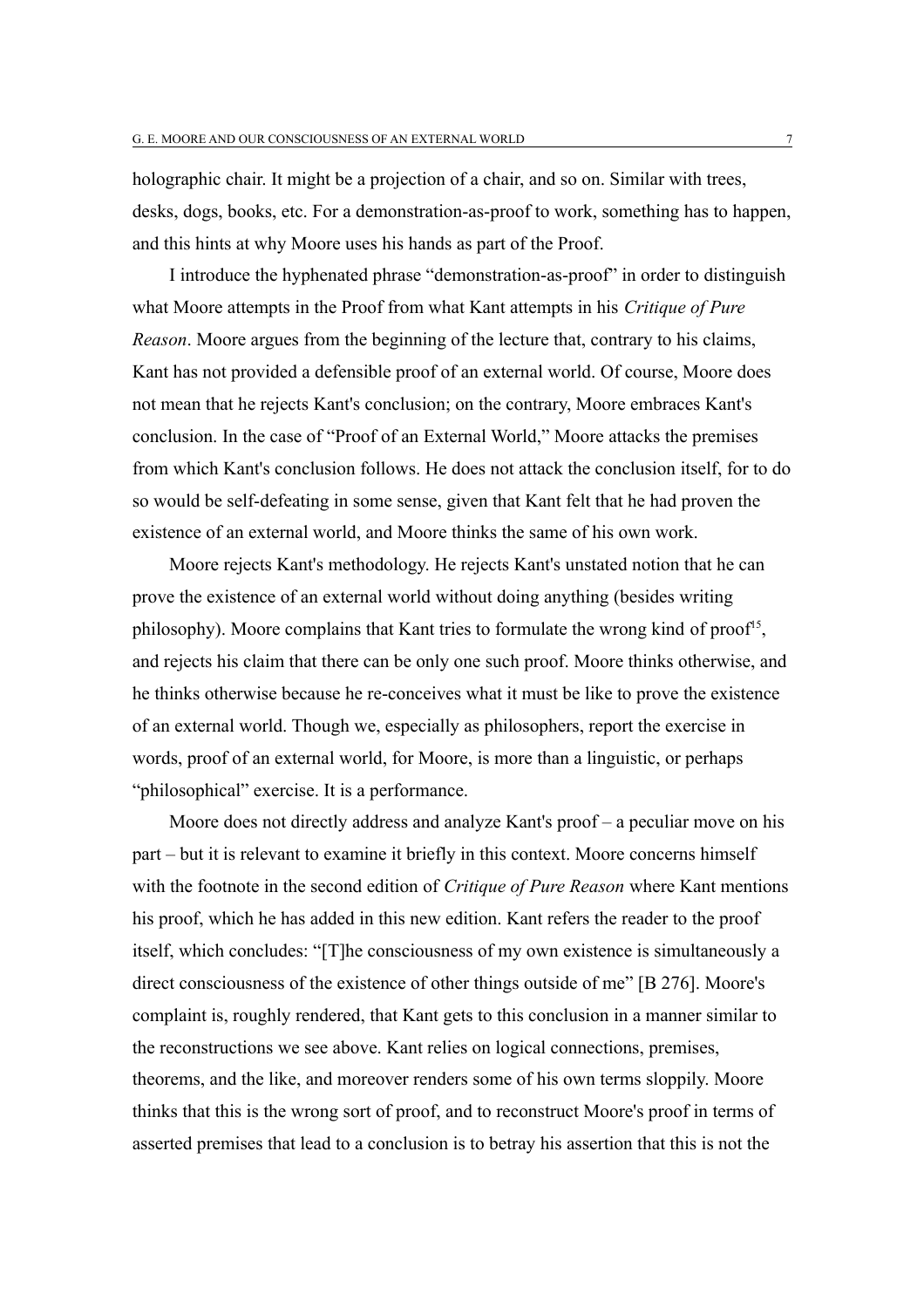holographic chair. It might be a projection of a chair, and so on. Similar with trees, desks, dogs, books, etc. For a demonstration-as-proof to work, something has to happen, and this hints at why Moore uses his hands as part of the Proof.

I introduce the hyphenated phrase "demonstration-as-proof" in order to distinguish what Moore attempts in the Proof from what Kant attempts in his *Critique of Pure Reason*. Moore argues from the beginning of the lecture that, contrary to his claims, Kant has not provided a defensible proof of an external world. Of course, Moore does not mean that he rejects Kant's conclusion; on the contrary, Moore embraces Kant's conclusion. In the case of "Proof of an External World," Moore attacks the premises from which Kant's conclusion follows. He does not attack the conclusion itself, for to do so would be self-defeating in some sense, given that Kant felt that he had proven the existence of an external world, and Moore thinks the same of his own work.

Moore rejects Kant's methodology. He rejects Kant's unstated notion that he can prove the existence of an external world without doing anything (besides writing philosophy). Moore complains that Kant tries to formulate the wrong kind of proof[15], and rejects his claim that there can be only one such proof. Moore thinks otherwise, and he thinks otherwise because he re-conceives what it must be like to prove the existence of an external world. Though we, especially as philosophers, report the exercise in words, proof of an external world, for Moore, is more than a linguistic, or perhaps "philosophical" exercise. It is a performance.

Moore does not directly address and analyze Kant's proof – a peculiar move on his part – but it is relevant to examine it briefly in this context. Moore concerns himself with the footnote in the second edition of *Critique of Pure Reason* where Kant mentions his proof, which he has added in this new edition. Kant refers the reader to the proof itself, which concludes: "[T]he consciousness of my own existence is simultaneously a direct consciousness of the existence of other things outside of me" [B 276]. Moore's complaint is, roughly rendered, that Kant gets to this conclusion in a manner similar to the reconstructions we see above. Kant relies on logical connections, premises, theorems, and the like, and moreover renders some of his own terms sloppily. Moore thinks that this is the wrong sort of proof, and to reconstruct Moore's proof in terms of asserted premises that lead to a conclusion is to betray his assertion that this is not the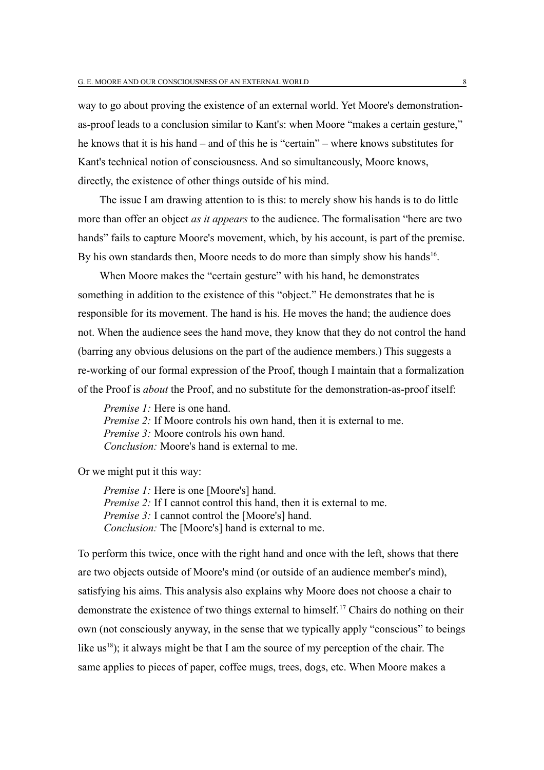way to go about proving the existence of an external world. Yet Moore's demonstration-as-proof leads to a conclusion similar to Kant's: when Moore "makes a certain gesture," he knows that it is his hand – and of this he is "certain" – where knows substitutes for Kant's technical notion of consciousness. And so simultaneously, Moore knows, directly, the existence of other things outside of his mind.

The issue I am drawing attention to is this: to merely show his hands is to do little more than offer an object *as it appears* to the audience. The formalisation "here are two hands" fails to capture Moore's movement, which, by his account, is part of the premise. By his own standards then, Moore needs to do more than simply show his hands[16].

When Moore makes the "certain gesture" with his hand, he demonstrates something in addition to the existence of this "object." He demonstrates that he is responsible for its movement. The hand is his. He moves the hand; the audience does not. When the audience sees the hand move, they know that they do not control the hand (barring any obvious delusions on the part of the audience members.) This suggests a re-working of our formal expression of the Proof, though I maintain that a formalization of the Proof is *about* the Proof, and no substitute for the demonstration-as-proof itself:

> *Premise 1:* Here is one hand.
> *Premise 2:* If Moore controls his own hand, then it is external to me.
> *Premise 3:* Moore controls his own hand.
> *Conclusion:* Moore's hand is external to me.

Or we might put it this way:

> *Premise 1:* Here is one [Moore's] hand.
> *Premise 2:* If I cannot control this hand, then it is external to me.
> *Premise 3:* I cannot control the [Moore's] hand.
> *Conclusion:* The [Moore's] hand is external to me.

To perform this twice, once with the right hand and once with the left, shows that there are two objects outside of Moore's mind (or outside of an audience member's mind), satisfying his aims. This analysis also explains why Moore does not choose a chair to demonstrate the existence of two things external to himself.[17] Chairs do nothing on their own (not consciously anyway, in the sense that we typically apply "conscious" to beings like us[18]); it always might be that I am the source of my perception of the chair. The same applies to pieces of paper, coffee mugs, trees, dogs, etc. When Moore makes a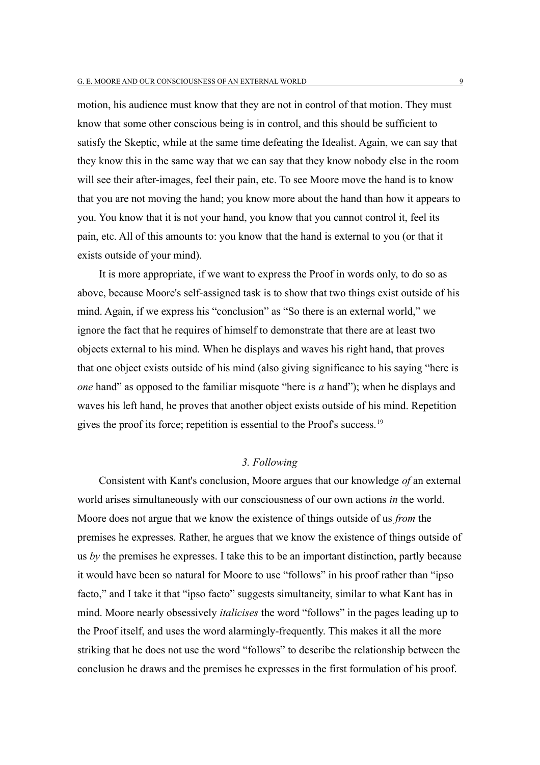motion, his audience must know that they are not in control of that motion. They must know that some other conscious being is in control, and this should be sufficient to satisfy the Skeptic, while at the same time defeating the Idealist. Again, we can say that they know this in the same way that we can say that they know nobody else in the room will see their after-images, feel their pain, etc. To see Moore move the hand is to know that you are not moving the hand; you know more about the hand than how it appears to you. You know that it is not your hand, you know that you cannot control it, feel its pain, etc. All of this amounts to: you know that the hand is external to you (or that it exists outside of your mind).

It is more appropriate, if we want to express the Proof in words only, to do so as above, because Moore's self-assigned task is to show that two things exist outside of his mind. Again, if we express his "conclusion" as "So there is an external world," we ignore the fact that he requires of himself to demonstrate that there are at least two objects external to his mind. When he displays and waves his right hand, that proves that one object exists outside of his mind (also giving significance to his saying "here is *one* hand" as opposed to the familiar misquote "here is *a* hand"); when he displays and waves his left hand, he proves that another object exists outside of his mind. Repetition gives the proof its force; repetition is essential to the Proof's success.[19]

### *3. Following*

Consistent with Kant's conclusion, Moore argues that our knowledge *of* an external world arises simultaneously with our consciousness of our own actions *in* the world. Moore does not argue that we know the existence of things outside of us *from* the premises he expresses. Rather, he argues that we know the existence of things outside of us *by* the premises he expresses. I take this to be an important distinction, partly because it would have been so natural for Moore to use "follows" in his proof rather than "ipso facto," and I take it that "ipso facto" suggests simultaneity, similar to what Kant has in mind. Moore nearly obsessively *italicises* the word "follows" in the pages leading up to the Proof itself, and uses the word alarmingly-frequently. This makes it all the more striking that he does not use the word "follows" to describe the relationship between the conclusion he draws and the premises he expresses in the first formulation of his proof.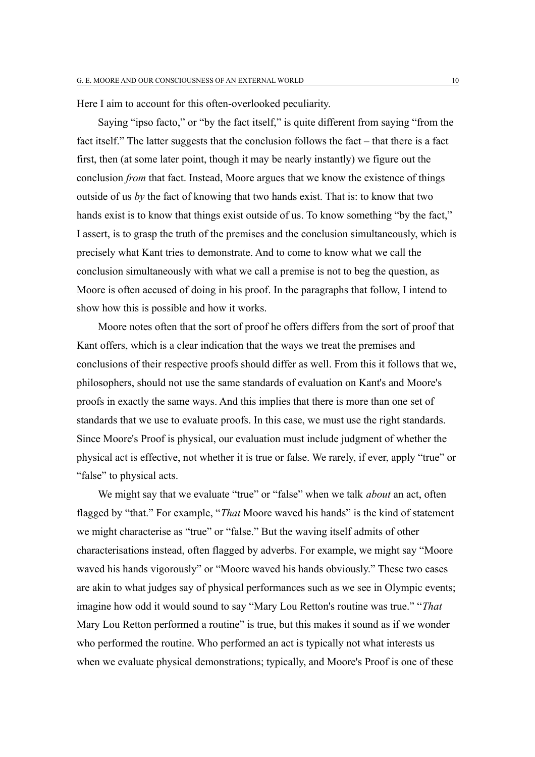Here I aim to account for this often-overlooked peculiarity.

Saying "ipso facto," or "by the fact itself," is quite different from saying "from the fact itself." The latter suggests that the conclusion follows the fact – that there is a fact first, then (at some later point, though it may be nearly instantly) we figure out the conclusion *from* that fact. Instead, Moore argues that we know the existence of things outside of us *by* the fact of knowing that two hands exist. That is: to know that two hands exist is to know that things exist outside of us. To know something "by the fact," I assert, is to grasp the truth of the premises and the conclusion simultaneously, which is precisely what Kant tries to demonstrate. And to come to know what we call the conclusion simultaneously with what we call a premise is not to beg the question, as Moore is often accused of doing in his proof. In the paragraphs that follow, I intend to show how this is possible and how it works.

Moore notes often that the sort of proof he offers differs from the sort of proof that Kant offers, which is a clear indication that the ways we treat the premises and conclusions of their respective proofs should differ as well. From this it follows that we, philosophers, should not use the same standards of evaluation on Kant's and Moore's proofs in exactly the same ways. And this implies that there is more than one set of standards that we use to evaluate proofs. In this case, we must use the right standards. Since Moore's Proof is physical, our evaluation must include judgment of whether the physical act is effective, not whether it is true or false. We rarely, if ever, apply "true" or "false" to physical acts.

We might say that we evaluate "true" or "false" when we talk *about* an act, often flagged by "that." For example, "*That* Moore waved his hands" is the kind of statement we might characterise as "true" or "false." But the waving itself admits of other characterisations instead, often flagged by adverbs. For example, we might say "Moore waved his hands vigorously" or "Moore waved his hands obviously." These two cases are akin to what judges say of physical performances such as we see in Olympic events; imagine how odd it would sound to say "Mary Lou Retton's routine was true." "*That* Mary Lou Retton performed a routine" is true, but this makes it sound as if we wonder who performed the routine. Who performed an act is typically not what interests us when we evaluate physical demonstrations; typically, and Moore's Proof is one of these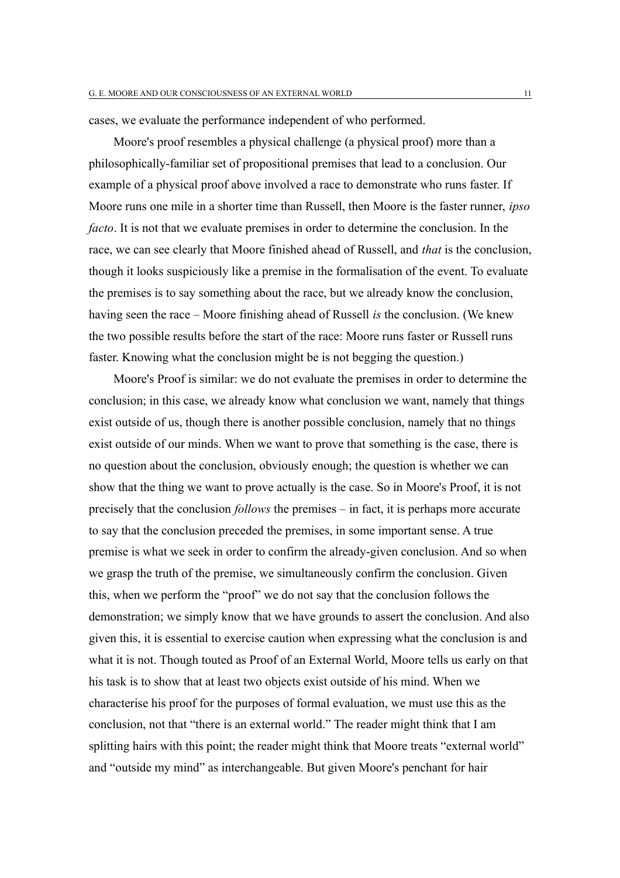cases, we evaluate the performance independent of who performed.

Moore's proof resembles a physical challenge (a physical proof) more than a philosophically-familiar set of propositional premises that lead to a conclusion. Our example of a physical proof above involved a race to demonstrate who runs faster. If Moore runs one mile in a shorter time than Russell, then Moore is the faster runner, *ipso facto*. It is not that we evaluate premises in order to determine the conclusion. In the race, we can see clearly that Moore finished ahead of Russell, and *that* is the conclusion, though it looks suspiciously like a premise in the formalisation of the event. To evaluate the premises is to say something about the race, but we already know the conclusion, having seen the race – Moore finishing ahead of Russell *is* the conclusion. (We knew the two possible results before the start of the race: Moore runs faster or Russell runs faster. Knowing what the conclusion might be is not begging the question.)

Moore's Proof is similar: we do not evaluate the premises in order to determine the conclusion; in this case, we already know what conclusion we want, namely that things exist outside of us, though there is another possible conclusion, namely that no things exist outside of our minds. When we want to prove that something is the case, there is no question about the conclusion, obviously enough; the question is whether we can show that the thing we want to prove actually is the case. So in Moore's Proof, it is not precisely that the conclusion *follows* the premises – in fact, it is perhaps more accurate to say that the conclusion preceded the premises, in some important sense. A true premise is what we seek in order to confirm the already-given conclusion. And so when we grasp the truth of the premise, we simultaneously confirm the conclusion. Given this, when we perform the "proof" we do not say that the conclusion follows the demonstration; we simply know that we have grounds to assert the conclusion. And also given this, it is essential to exercise caution when expressing what the conclusion is and what it is not. Though touted as Proof of an External World, Moore tells us early on that his task is to show that at least two objects exist outside of his mind. When we characterise his proof for the purposes of formal evaluation, we must use this as the conclusion, not that "there is an external world." The reader might think that I am splitting hairs with this point; the reader might think that Moore treats "external world" and "outside my mind" as interchangeable. But given Moore's penchant for hair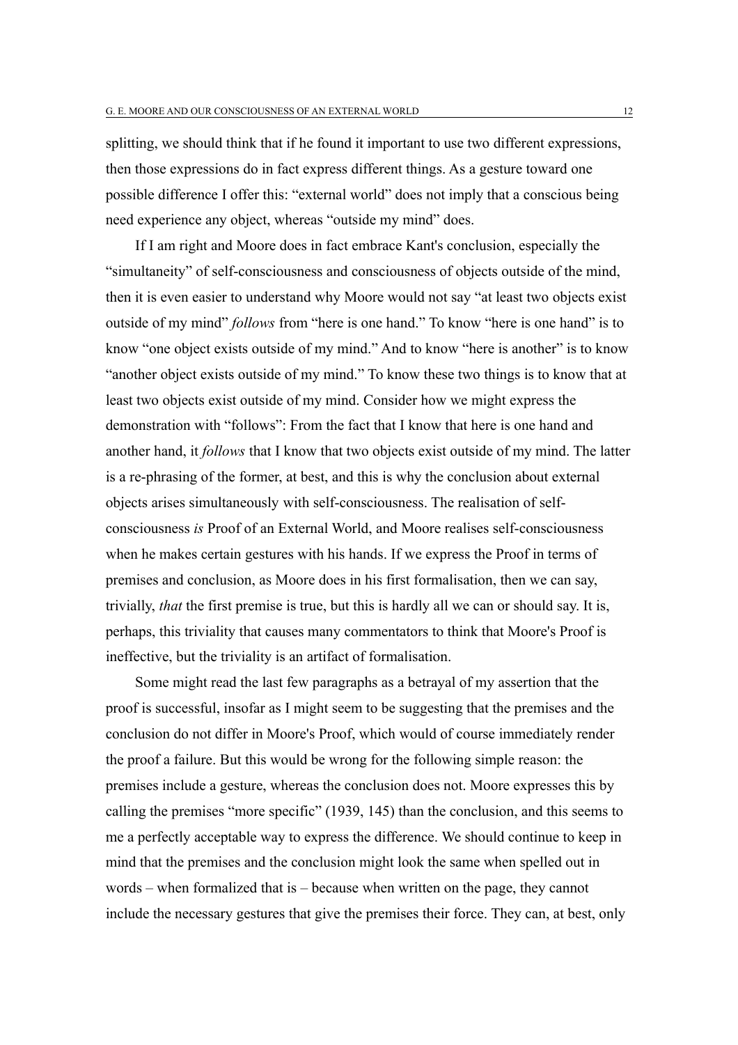splitting, we should think that if he found it important to use two different expressions, then those expressions do in fact express different things. As a gesture toward one possible difference I offer this: "external world" does not imply that a conscious being need experience any object, whereas "outside my mind" does.

If I am right and Moore does in fact embrace Kant's conclusion, especially the "simultaneity" of self-consciousness and consciousness of objects outside of the mind, then it is even easier to understand why Moore would not say "at least two objects exist outside of my mind" *follows* from "here is one hand." To know "here is one hand" is to know "one object exists outside of my mind." And to know "here is another" is to know "another object exists outside of my mind." To know these two things is to know that at least two objects exist outside of my mind. Consider how we might express the demonstration with "follows": From the fact that I know that here is one hand and another hand, it *follows* that I know that two objects exist outside of my mind. The latter is a re-phrasing of the former, at best, and this is why the conclusion about external objects arises simultaneously with self-consciousness. The realisation of self-consciousness *is* Proof of an External World, and Moore realises self-consciousness when he makes certain gestures with his hands. If we express the Proof in terms of premises and conclusion, as Moore does in his first formalisation, then we can say, trivially, *that* the first premise is true, but this is hardly all we can or should say. It is, perhaps, this triviality that causes many commentators to think that Moore's Proof is ineffective, but the triviality is an artifact of formalisation.

Some might read the last few paragraphs as a betrayal of my assertion that the proof is successful, insofar as I might seem to be suggesting that the premises and the conclusion do not differ in Moore's Proof, which would of course immediately render the proof a failure. But this would be wrong for the following simple reason: the premises include a gesture, whereas the conclusion does not. Moore expresses this by calling the premises "more specific" (1939, 145) than the conclusion, and this seems to me a perfectly acceptable way to express the difference. We should continue to keep in mind that the premises and the conclusion might look the same when spelled out in words – when formalized that is – because when written on the page, they cannot include the necessary gestures that give the premises their force. They can, at best, only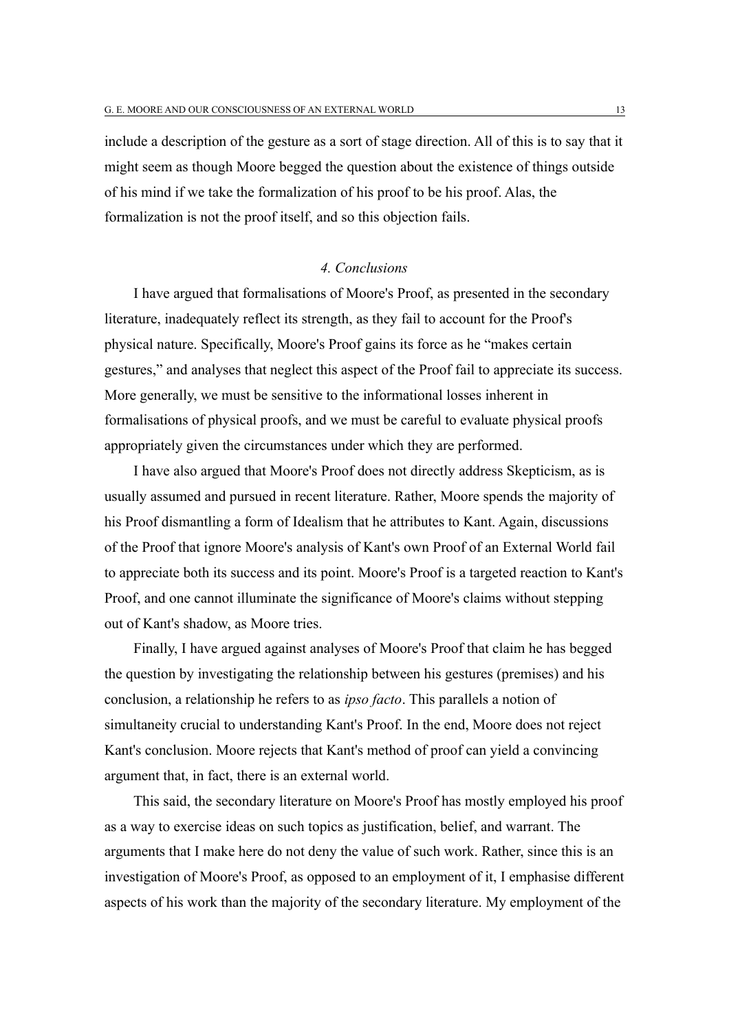include a description of the gesture as a sort of stage direction. All of this is to say that it might seem as though Moore begged the question about the existence of things outside of his mind if we take the formalization of his proof to be his proof. Alas, the formalization is not the proof itself, and so this objection fails.

## *4. Conclusions*

I have argued that formalisations of Moore's Proof, as presented in the secondary literature, inadequately reflect its strength, as they fail to account for the Proof's physical nature. Specifically, Moore's Proof gains its force as he "makes certain gestures," and analyses that neglect this aspect of the Proof fail to appreciate its success. More generally, we must be sensitive to the informational losses inherent in formalisations of physical proofs, and we must be careful to evaluate physical proofs appropriately given the circumstances under which they are performed.

I have also argued that Moore's Proof does not directly address Skepticism, as is usually assumed and pursued in recent literature. Rather, Moore spends the majority of his Proof dismantling a form of Idealism that he attributes to Kant. Again, discussions of the Proof that ignore Moore's analysis of Kant's own Proof of an External World fail to appreciate both its success and its point. Moore's Proof is a targeted reaction to Kant's Proof, and one cannot illuminate the significance of Moore's claims without stepping out of Kant's shadow, as Moore tries.

Finally, I have argued against analyses of Moore's Proof that claim he has begged the question by investigating the relationship between his gestures (premises) and his conclusion, a relationship he refers to as *ipso facto*. This parallels a notion of simultaneity crucial to understanding Kant's Proof. In the end, Moore does not reject Kant's conclusion. Moore rejects that Kant's method of proof can yield a convincing argument that, in fact, there is an external world.

This said, the secondary literature on Moore's Proof has mostly employed his proof as a way to exercise ideas on such topics as justification, belief, and warrant. The arguments that I make here do not deny the value of such work. Rather, since this is an investigation of Moore's Proof, as opposed to an employment of it, I emphasise different aspects of his work than the majority of the secondary literature. My employment of the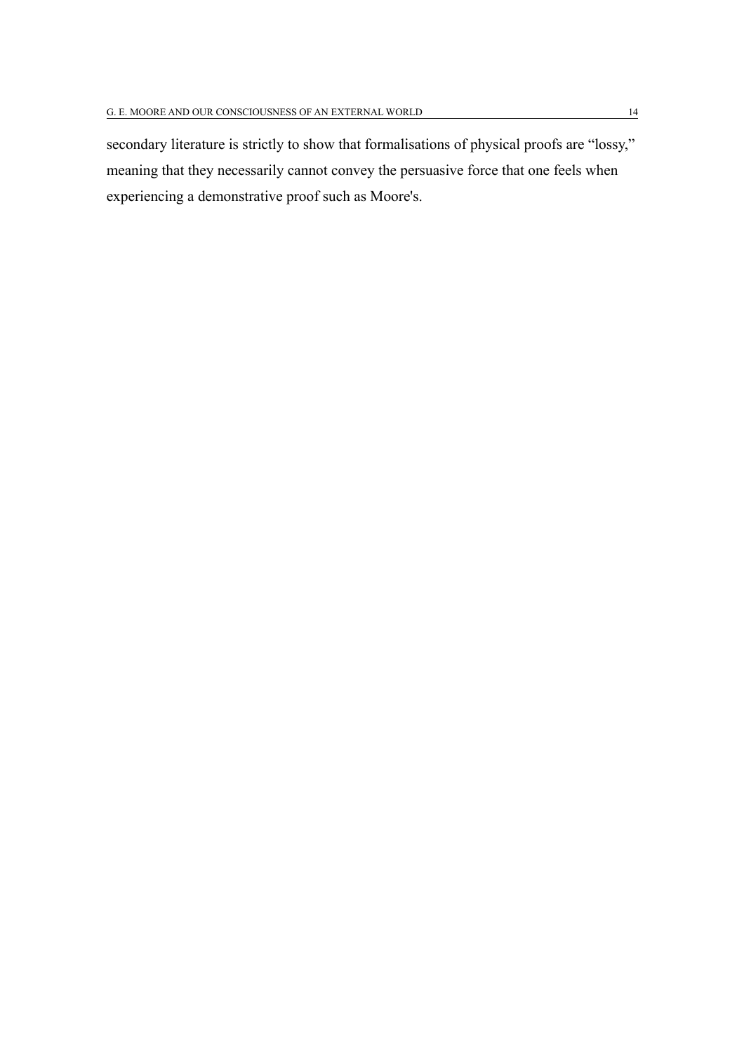secondary literature is strictly to show that formalisations of physical proofs are “lossy,” meaning that they necessarily cannot convey the persuasive force that one feels when experiencing a demonstrative proof such as Moore's.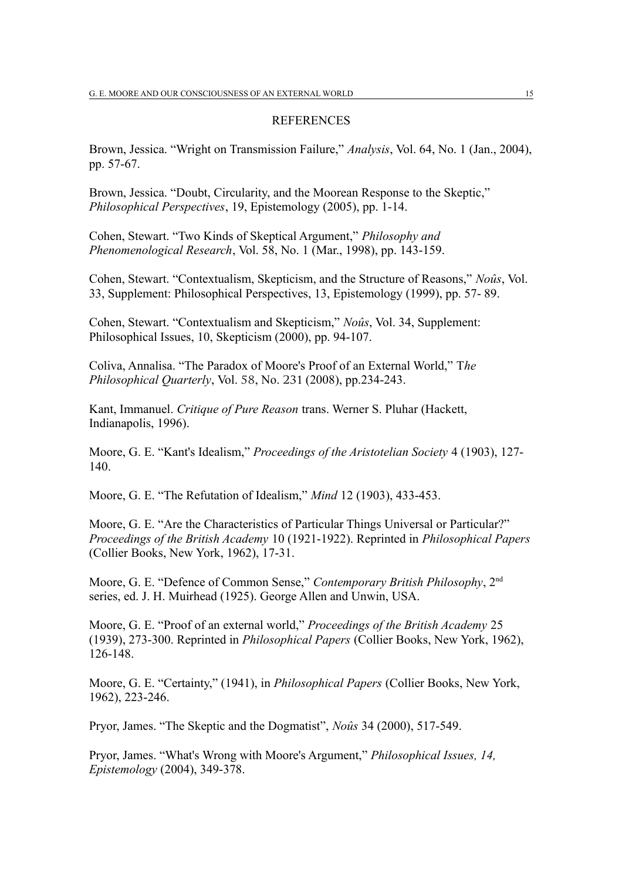## REFERENCES

Brown, Jessica. “Wright on Transmission Failure,” *Analysis*, Vol. 64, No. 1 (Jan., 2004), pp. 57-67.

Brown, Jessica. “Doubt, Circularity, and the Moorean Response to the Skeptic,” *Philosophical Perspectives*, 19, Epistemology (2005), pp. 1-14.

Cohen, Stewart. “Two Kinds of Skeptical Argument,” *Philosophy and Phenomenological Research*, Vol. 58, No. 1 (Mar., 1998), pp. 143-159.

Cohen, Stewart. “Contextualism, Skepticism, and the Structure of Reasons,” *Noûs*, Vol. 33, Supplement: Philosophical Perspectives, 13, Epistemology (1999), pp. 57- 89.

Cohen, Stewart. “Contextualism and Skepticism,” *Noûs*, Vol. 34, Supplement: Philosophical Issues, 10, Skepticism (2000), pp. 94-107.

Coliva, Annalisa. “The Paradox of Moore's Proof of an External World,” T*he Philosophical Quarterly*, Vol. 58, No. 231 (2008), pp.234-243.

Kant, Immanuel. *Critique of Pure Reason* trans. Werner S. Pluhar (Hackett, Indianapolis, 1996).

Moore, G. E. “Kant's Idealism,” *Proceedings of the Aristotelian Society* 4 (1903), 127-140.

Moore, G. E. “The Refutation of Idealism,” *Mind* 12 (1903), 433-453.

Moore, G. E. “Are the Characteristics of Particular Things Universal or Particular?” *Proceedings of the British Academy* 10 (1921-1922). Reprinted in *Philosophical Papers* (Collier Books, New York, 1962), 17-31.

Moore, G. E. “Defence of Common Sense,” *Contemporary British Philosophy*, 2nd series, ed. J. H. Muirhead (1925). George Allen and Unwin, USA.

Moore, G. E. “Proof of an external world,” *Proceedings of the British Academy* 25 (1939), 273-300. Reprinted in *Philosophical Papers* (Collier Books, New York, 1962), 126-148.

Moore, G. E. “Certainty,” (1941), in *Philosophical Papers* (Collier Books, New York, 1962), 223-246.

Pryor, James. “The Skeptic and the Dogmatist”, *Noûs* 34 (2000), 517-549.

Pryor, James. “What's Wrong with Moore's Argument,” *Philosophical Issues, 14, Epistemology* (2004), 349-378.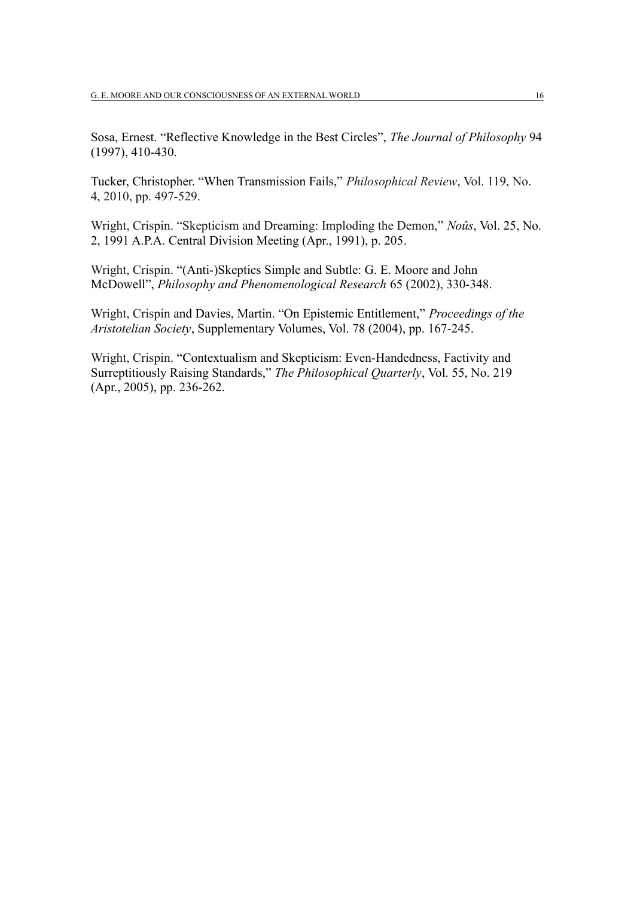Sosa, Ernest. “Reflective Knowledge in the Best Circles”, *The Journal of Philosophy* 94 (1997), 410-430.

Tucker, Christopher. “When Transmission Fails,” *Philosophical Review*, Vol. 119, No. 4, 2010, pp. 497-529.

Wright, Crispin. “Skepticism and Dreaming: Imploding the Demon,” *Noûs*, Vol. 25, No. 2, 1991 A.P.A. Central Division Meeting (Apr., 1991), p. 205.

Wright, Crispin. “(Anti-)Skeptics Simple and Subtle: G. E. Moore and John McDowell”, *Philosophy and Phenomenological Research* 65 (2002), 330-348.

Wright, Crispin and Davies, Martin. “On Epistemic Entitlement,” *Proceedings of the Aristotelian Society*, Supplementary Volumes, Vol. 78 (2004), pp. 167-245.

Wright, Crispin. “Contextualism and Skepticism: Even-Handedness, Factivity and Surreptitiously Raising Standards,” *The Philosophical Quarterly*, Vol. 55, No. 219 (Apr., 2005), pp. 236-262.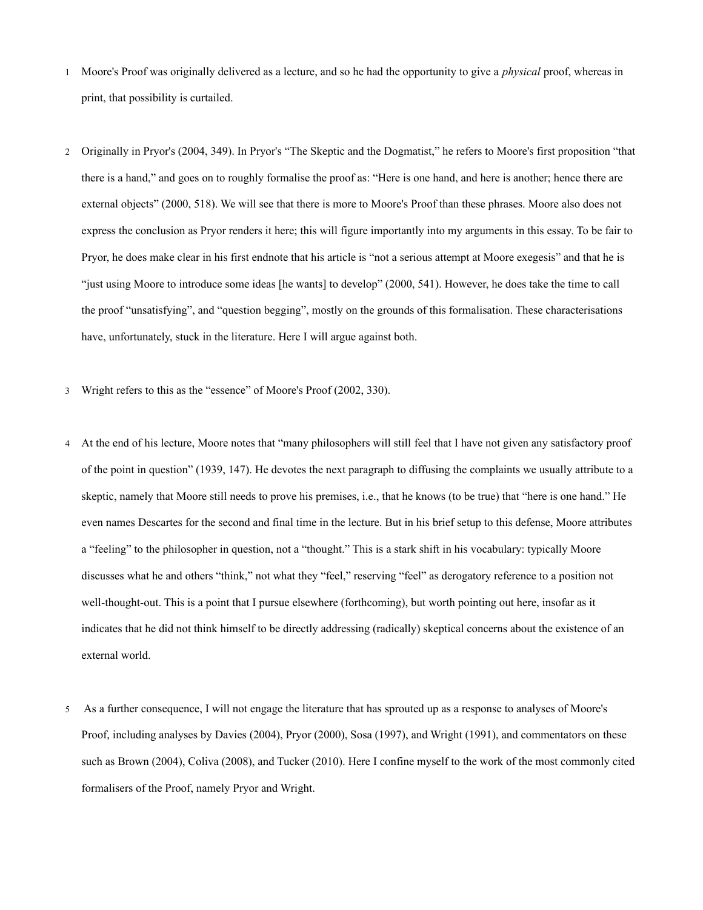1 Moore's Proof was originally delivered as a lecture, and so he had the opportunity to give a *physical* proof, whereas in print, that possibility is curtailed.

2 Originally in Pryor's (2004, 349). In Pryor's "The Skeptic and the Dogmatist," he refers to Moore's first proposition "that there is a hand," and goes on to roughly formalise the proof as: "Here is one hand, and here is another; hence there are external objects" (2000, 518). We will see that there is more to Moore's Proof than these phrases. Moore also does not express the conclusion as Pryor renders it here; this will figure importantly into my arguments in this essay. To be fair to Pryor, he does make clear in his first endnote that his article is "not a serious attempt at Moore exegesis" and that he is "just using Moore to introduce some ideas [he wants] to develop" (2000, 541). However, he does take the time to call the proof "unsatisfying", and "question begging", mostly on the grounds of this formalisation. These characterisations have, unfortunately, stuck in the literature. Here I will argue against both.

3 Wright refers to this as the "essence" of Moore's Proof (2002, 330).

4 At the end of his lecture, Moore notes that "many philosophers will still feel that I have not given any satisfactory proof of the point in question" (1939, 147). He devotes the next paragraph to diffusing the complaints we usually attribute to a skeptic, namely that Moore still needs to prove his premises, i.e., that he knows (to be true) that "here is one hand." He even names Descartes for the second and final time in the lecture. But in his brief setup to this defense, Moore attributes a "feeling" to the philosopher in question, not a "thought." This is a stark shift in his vocabulary: typically Moore discusses what he and others "think," not what they "feel," reserving "feel" as derogatory reference to a position not well-thought-out. This is a point that I pursue elsewhere (forthcoming), but worth pointing out here, insofar as it indicates that he did not think himself to be directly addressing (radically) skeptical concerns about the existence of an external world.

5 As a further consequence, I will not engage the literature that has sprouted up as a response to analyses of Moore's Proof, including analyses by Davies (2004), Pryor (2000), Sosa (1997), and Wright (1991), and commentators on these such as Brown (2004), Coliva (2008), and Tucker (2010). Here I confine myself to the work of the most commonly cited formalisers of the Proof, namely Pryor and Wright.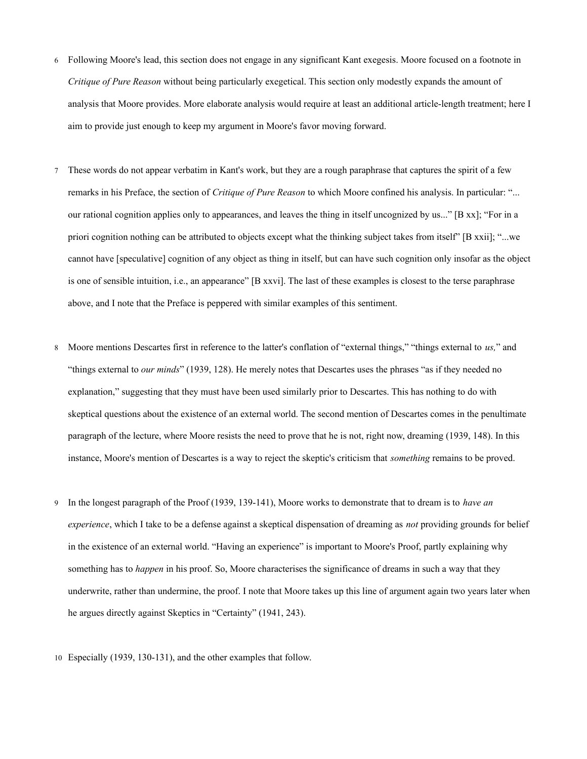6 Following Moore's lead, this section does not engage in any significant Kant exegesis. Moore focused on a footnote in *Critique of Pure Reason* without being particularly exegetical. This section only modestly expands the amount of analysis that Moore provides. More elaborate analysis would require at least an additional article-length treatment; here I aim to provide just enough to keep my argument in Moore's favor moving forward.

7 These words do not appear verbatim in Kant's work, but they are a rough paraphrase that captures the spirit of a few remarks in his Preface, the section of *Critique of Pure Reason* to which Moore confined his analysis. In particular: "... our rational cognition applies only to appearances, and leaves the thing in itself uncognized by us..." [B xx]; "For in a priori cognition nothing can be attributed to objects except what the thinking subject takes from itself" [B xxii]; "...we cannot have [speculative] cognition of any object as thing in itself, but can have such cognition only insofar as the object is one of sensible intuition, i.e., an appearance" [B xxvi]. The last of these examples is closest to the terse paraphrase above, and I note that the Preface is peppered with similar examples of this sentiment.

8 Moore mentions Descartes first in reference to the latter's conflation of "external things," "things external to *us,*" and "things external to *our minds*" (1939, 128). He merely notes that Descartes uses the phrases "as if they needed no explanation," suggesting that they must have been used similarly prior to Descartes. This has nothing to do with skeptical questions about the existence of an external world. The second mention of Descartes comes in the penultimate paragraph of the lecture, where Moore resists the need to prove that he is not, right now, dreaming (1939, 148). In this instance, Moore's mention of Descartes is a way to reject the skeptic's criticism that *something* remains to be proved.

9 In the longest paragraph of the Proof (1939, 139-141), Moore works to demonstrate that to dream is to *have an experience*, which I take to be a defense against a skeptical dispensation of dreaming as *not* providing grounds for belief in the existence of an external world. "Having an experience" is important to Moore's Proof, partly explaining why something has to *happen* in his proof. So, Moore characterises the significance of dreams in such a way that they underwrite, rather than undermine, the proof. I note that Moore takes up this line of argument again two years later when he argues directly against Skeptics in "Certainty" (1941, 243).

10 Especially (1939, 130-131), and the other examples that follow.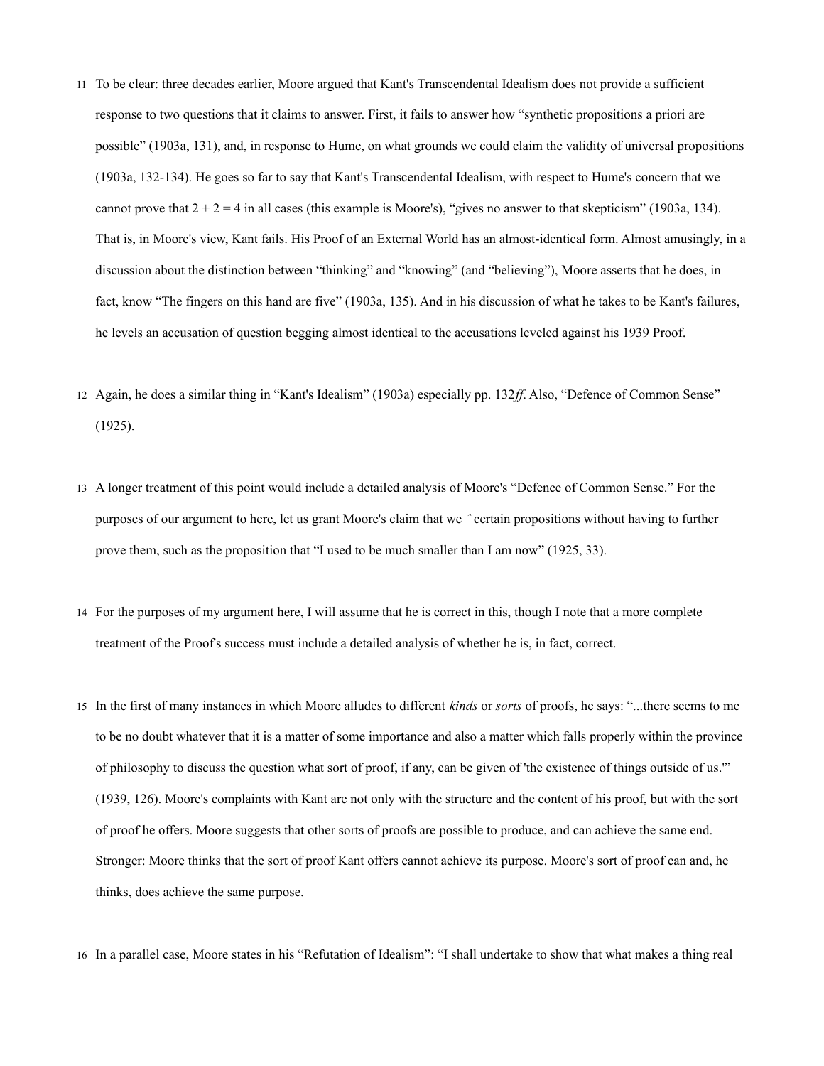11 To be clear: three decades earlier, Moore argued that Kant's Transcendental Idealism does not provide a sufficient response to two questions that it claims to answer. First, it fails to answer how "synthetic propositions a priori are possible" (1903a, 131), and, in response to Hume, on what grounds we could claim the validity of universal propositions (1903a, 132-134). He goes so far to say that Kant's Transcendental Idealism, with respect to Hume's concern that we cannot prove that 2 + 2 = 4 in all cases (this example is Moore's), "gives no answer to that skepticism" (1903a, 134). That is, in Moore's view, Kant fails. His Proof of an External World has an almost-identical form. Almost amusingly, in a discussion about the distinction between "thinking" and "knowing" (and "believing"), Moore asserts that he does, in fact, know "The fingers on this hand are five" (1903a, 135). And in his discussion of what he takes to be Kant's failures, he levels an accusation of question begging almost identical to the accusations leveled against his 1939 Proof.

12 Again, he does a similar thing in "Kant's Idealism" (1903a) especially pp. 132*ff*. Also, "Defence of Common Sense" (1925).

13 A longer treatment of this point would include a detailed analysis of Moore's "Defence of Common Sense." For the purposes of our argument to here, let us grant Moore's claim that we ˆ certain propositions without having to further prove them, such as the proposition that "I used to be much smaller than I am now" (1925, 33).

14 For the purposes of my argument here, I will assume that he is correct in this, though I note that a more complete treatment of the Proof's success must include a detailed analysis of whether he is, in fact, correct.

15 In the first of many instances in which Moore alludes to different *kinds* or *sorts* of proofs, he says: "...there seems to me to be no doubt whatever that it is a matter of some importance and also a matter which falls properly within the province of philosophy to discuss the question what sort of proof, if any, can be given of 'the existence of things outside of us.'" (1939, 126). Moore's complaints with Kant are not only with the structure and the content of his proof, but with the sort of proof he offers. Moore suggests that other sorts of proofs are possible to produce, and can achieve the same end. Stronger: Moore thinks that the sort of proof Kant offers cannot achieve its purpose. Moore's sort of proof can and, he thinks, does achieve the same purpose.

16 In a parallel case, Moore states in his "Refutation of Idealism": "I shall undertake to show that what makes a thing real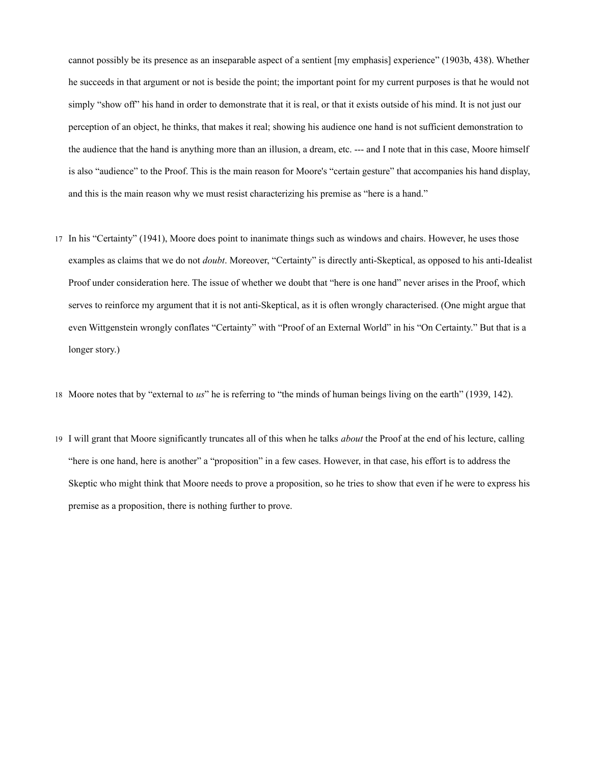cannot possibly be its presence as an inseparable aspect of a sentient [my emphasis] experience" (1903b, 438). Whether he succeeds in that argument or not is beside the point; the important point for my current purposes is that he would not simply "show off" his hand in order to demonstrate that it is real, or that it exists outside of his mind. It is not just our perception of an object, he thinks, that makes it real; showing his audience one hand is not sufficient demonstration to the audience that the hand is anything more than an illusion, a dream, etc. --- and I note that in this case, Moore himself is also "audience" to the Proof. This is the main reason for Moore's "certain gesture" that accompanies his hand display, and this is the main reason why we must resist characterizing his premise as "here is a hand."

17 In his "Certainty" (1941), Moore does point to inanimate things such as windows and chairs. However, he uses those examples as claims that we do not *doubt*. Moreover, "Certainty" is directly anti-Skeptical, as opposed to his anti-Idealist Proof under consideration here. The issue of whether we doubt that "here is one hand" never arises in the Proof, which serves to reinforce my argument that it is not anti-Skeptical, as it is often wrongly characterised. (One might argue that even Wittgenstein wrongly conflates "Certainty" with "Proof of an External World" in his "On Certainty." But that is a longer story.)

18 Moore notes that by "external to *us*" he is referring to "the minds of human beings living on the earth" (1939, 142).

19 I will grant that Moore significantly truncates all of this when he talks *about* the Proof at the end of his lecture, calling "here is one hand, here is another" a "proposition" in a few cases. However, in that case, his effort is to address the Skeptic who might think that Moore needs to prove a proposition, so he tries to show that even if he were to express his premise as a proposition, there is nothing further to prove.